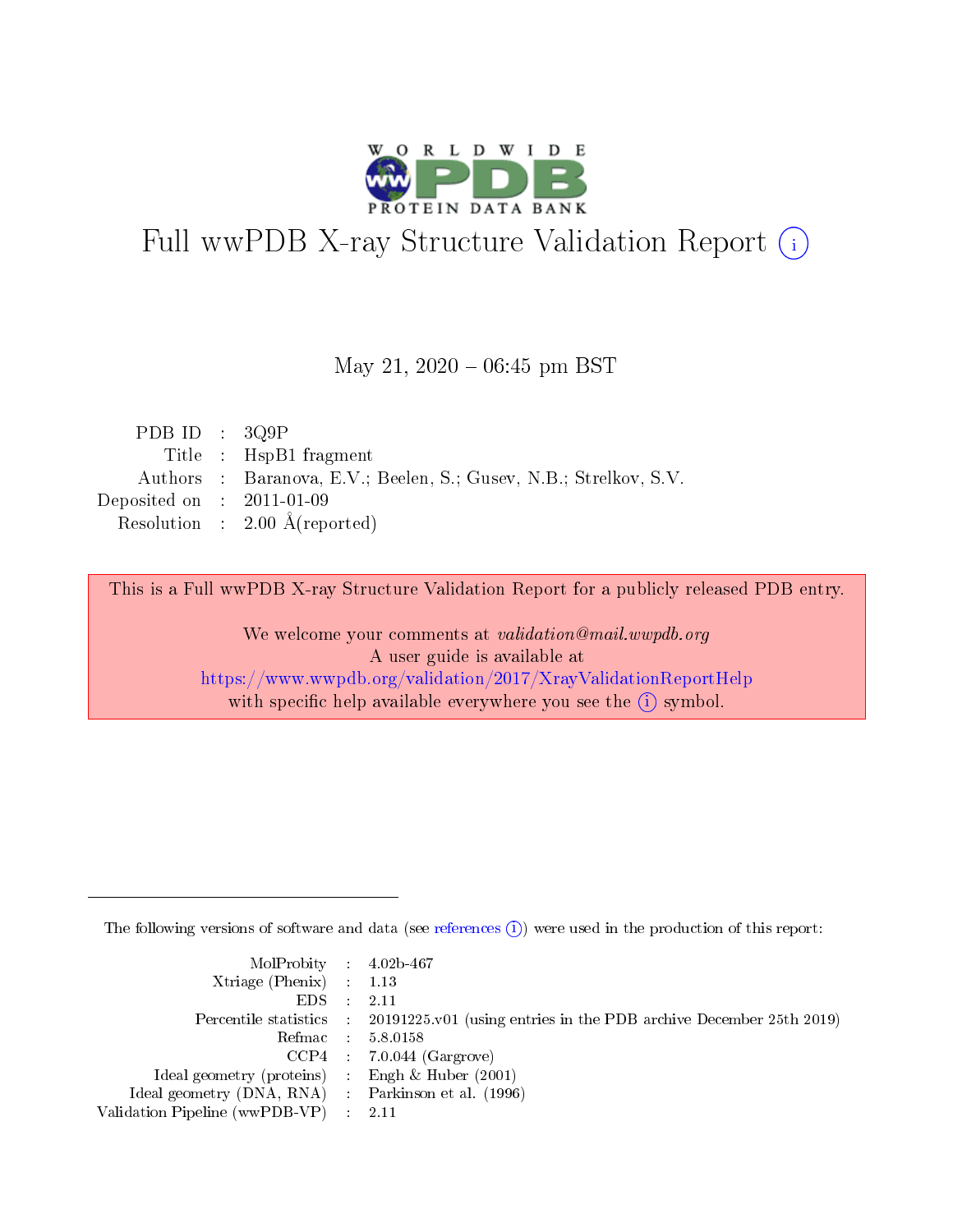# Full wwPDB X-ray Structure Validation Report (i)

May 21, 2020 – 06:45 pm BST

| | | |
|---|---|---|
| PDB ID | : | 3Q9P |
| Title | : | HspB1 fragment |
| Authors | : | Baranova, E.V.; Beelen, S.; Gusev, N.B.; Strelkov, S.V. |
| Deposited on | : | 2011-01-09 |
| Resolution | : | 2.00 Å(reported) |

This is a Full wwPDB X-ray Structure Validation Report for a publicly released PDB entry.

We welcome your comments at *validation@mail.wwpdb.org*
A user guide is available at
https://www.wwpdb.org/validation/2017/XrayValidationReportHelp
with specific help available everywhere you see the (i) symbol.

---

The following versions of software and data (see references (i)) were used in the production of this report:

| | | |
|---|---|---|
| MolProbity | : | 4.02b-467 |
| Xtriage (Phenix) | : | 1.13 |
| EDS | : | 2.11 |
| Percentile statistics | : | 20191225.v01 (using entries in the PDB archive December 25th 2019) |
| Refmac | : | 5.8.0158 |
| CCP4 | : | 7.0.044 (Gargrove) |
| Ideal geometry (proteins) | : | Engh & Huber (2001) |
| Ideal geometry (DNA, RNA) | : | Parkinson et al. (1996) |
| Validation Pipeline (wwPDB-VP) | : | 2.11 |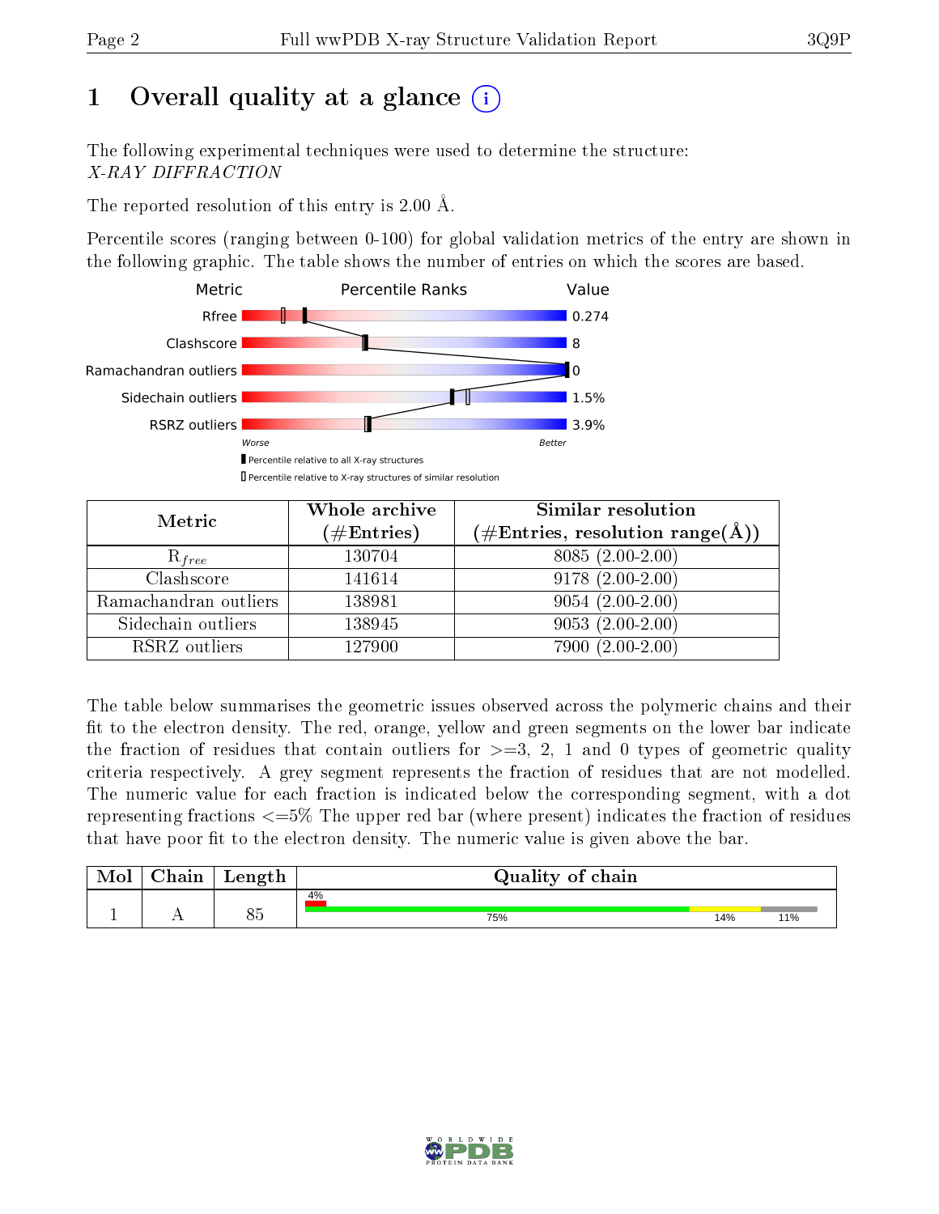# 1 Overall quality at a glance

The following experimental techniques were used to determine the structure:
*X-RAY DIFFRACTION*

The reported resolution of this entry is 2.00 Å.

Percentile scores (ranging between 0-100) for global validation metrics of the entry are shown in the following graphic. The table shows the number of entries on which the scores are based.

| Metric | Value |
|---|---|
| Rfree | 0.274 |
| Clashscore | 8 |
| Ramachandran outliers | 0 |
| Sidechain outliers | 1.5% |
| RSRZ outliers | 3.9% |

Worse — Better

▮ Percentile relative to all X-ray structures
▯ Percentile relative to X-ray structures of similar resolution

| Metric | Whole archive (#Entries) | Similar resolution (#Entries, resolution range(Å)) |
|---|---|---|
| $R_{free}$ | 130704 | 8085 (2.00-2.00) |
| Clashscore | 141614 | 9178 (2.00-2.00) |
| Ramachandran outliers | 138981 | 9054 (2.00-2.00) |
| Sidechain outliers | 138945 | 9053 (2.00-2.00) |
| RSRZ outliers | 127900 | 7900 (2.00-2.00) |

The table below summarises the geometric issues observed across the polymeric chains and their fit to the electron density. The red, orange, yellow and green segments on the lower bar indicate the fraction of residues that contain outliers for >=3, 2, 1 and 0 types of geometric quality criteria respectively. A grey segment represents the fraction of residues that are not modelled. The numeric value for each fraction is indicated below the corresponding segment, with a dot representing fractions <=5% The upper red bar (where present) indicates the fraction of residues that have poor fit to the electron density. The numeric value is given above the bar.

| Mol | Chain | Length | Quality of chain |
|---|---|---|---|
| 1 | A | 85 | 4% (poor fit); 75% green, 14% yellow, 11% grey |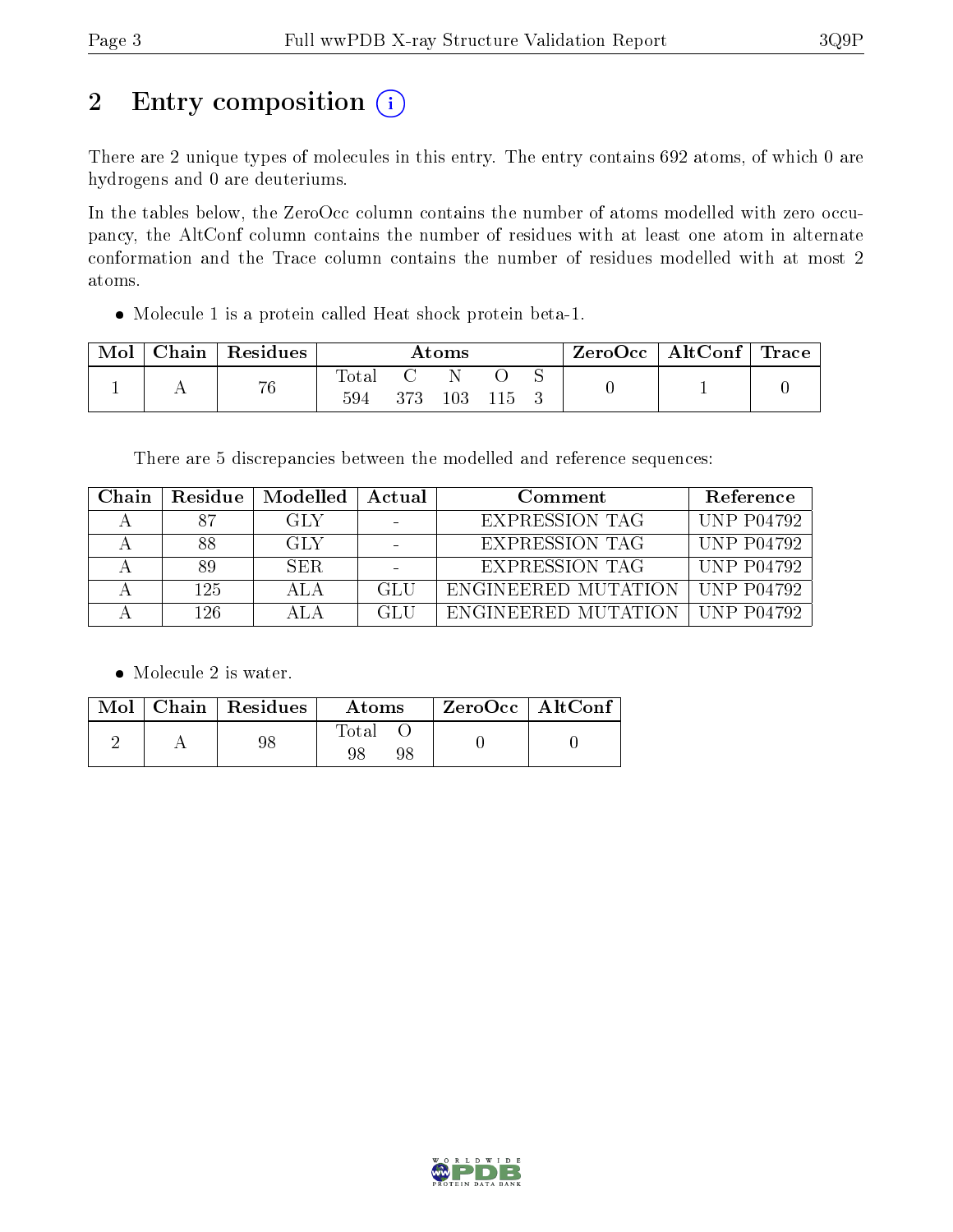## 2 Entry composition

There are 2 unique types of molecules in this entry. The entry contains 692 atoms, of which 0 are hydrogens and 0 are deuteriums.

In the tables below, the ZeroOcc column contains the number of atoms modelled with zero occupancy, the AltConf column contains the number of residues with at least one atom in alternate conformation and the Trace column contains the number of residues modelled with at most 2 atoms.

- Molecule 1 is a protein called Heat shock protein beta-1.

| Mol | Chain | Residues | Atoms | | | | | ZeroOcc | AltConf | Trace |
|---|---|---|---|---|---|---|---|---|---|---|
| | | | Total | C | N | O | S | | | |
| 1 | A | 76 | 594 | 373 | 103 | 115 | 3 | 0 | 1 | 0 |

There are 5 discrepancies between the modelled and reference sequences:

| Chain | Residue | Modelled | Actual | Comment | Reference |
|---|---|---|---|---|---|
| A | 87 | GLY | - | EXPRESSION TAG | UNP P04792 |
| A | 88 | GLY | - | EXPRESSION TAG | UNP P04792 |
| A | 89 | SER | - | EXPRESSION TAG | UNP P04792 |
| A | 125 | ALA | GLU | ENGINEERED MUTATION | UNP P04792 |
| A | 126 | ALA | GLU | ENGINEERED MUTATION | UNP P04792 |

- Molecule 2 is water.

| Mol | Chain | Residues | Atoms | | ZeroOcc | AltConf |
|---|---|---|---|---|---|---|
| | | | Total | O | | |
| 2 | A | 98 | 98 | 98 | 0 | 0 |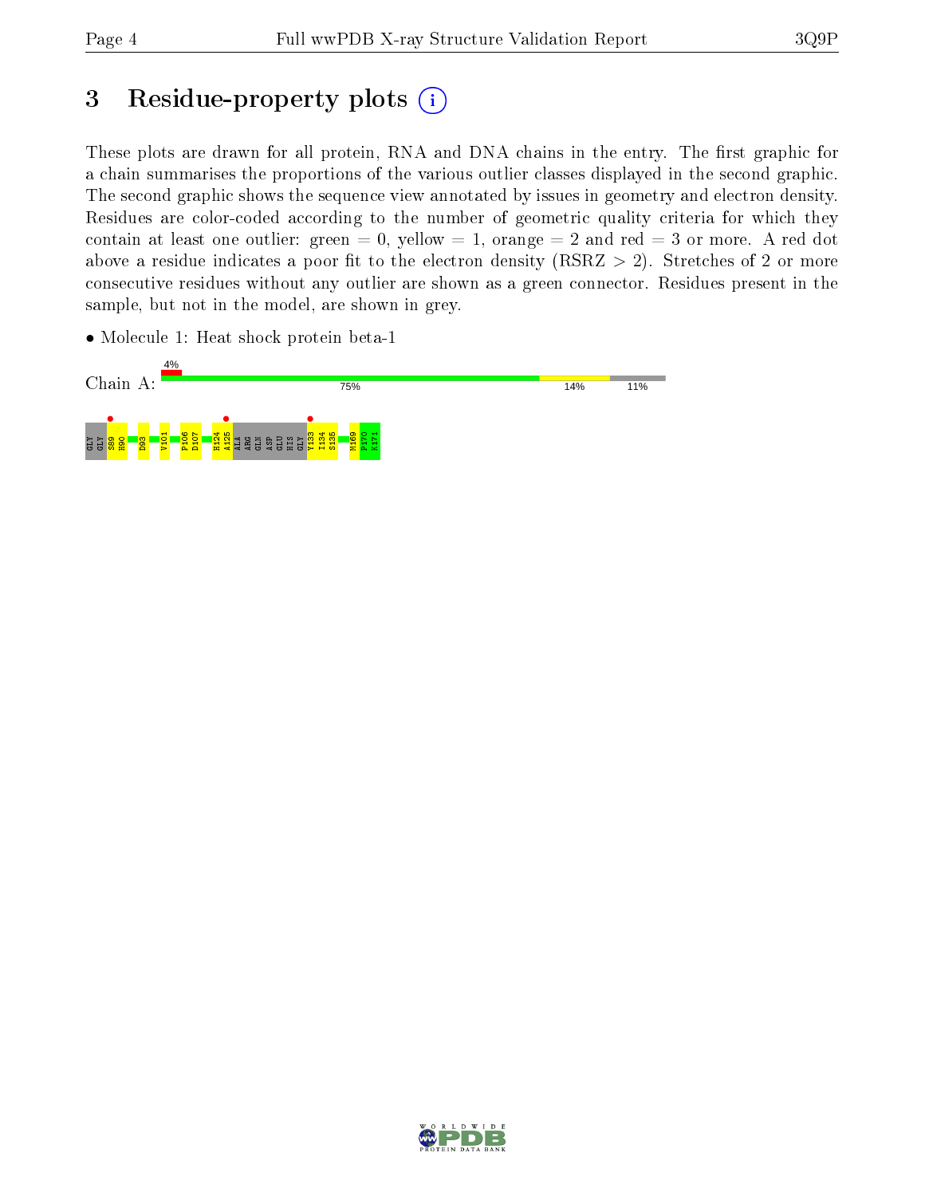# 3 Residue-property plots

These plots are drawn for all protein, RNA and DNA chains in the entry. The first graphic for a chain summarises the proportions of the various outlier classes displayed in the second graphic. The second graphic shows the sequence view annotated by issues in geometry and electron density. Residues are color-coded according to the number of geometric quality criteria for which they contain at least one outlier: green = 0, yellow = 1, orange = 2 and red = 3 or more. A red dot above a residue indicates a poor fit to the electron density (RSRZ > 2). Stretches of 2 or more consecutive residues without any outlier are shown as a green connector. Residues present in the sample, but not in the model, are shown in grey.

- Molecule 1: Heat shock protein beta-1

Chain A: 4% | 75% | 14% | 11%

GLY GLY S89 H90 D93 V101 P106 D107 H124 A125 ALA ARG GLN ASP GLU HIS GLY Y133 I134 S135 M169 P170 K171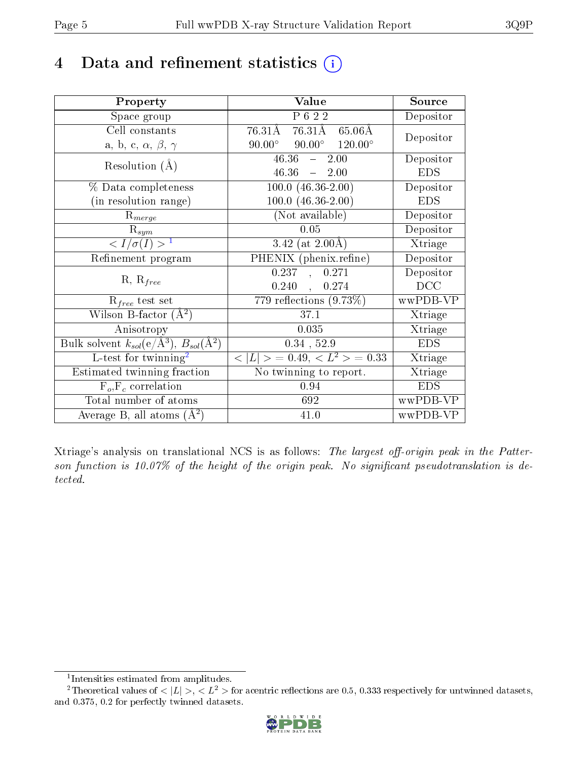# 4 Data and refinement statistics (i)

| Property | Value | Source |
|---|---|---|
| Space group | P 6 2 2 | Depositor |
| Cell constants<br>a, b, c, $\alpha$, $\beta$, $\gamma$ | 76.31Å 76.31Å 65.06Å<br>90.00° 90.00° 120.00° | Depositor |
| Resolution (Å) | 46.36 – 2.00<br>46.36 – 2.00 | Depositor<br>EDS |
| % Data completeness<br>(in resolution range) | 100.0 (46.36-2.00)<br>100.0 (46.36-2.00) | Depositor<br>EDS |
| $R_{merge}$ | (Not available) | Depositor |
| $R_{sym}$ | 0.05 | Depositor |
| $< I/\sigma(I) >$ [1] | 3.42 (at 2.00Å) | Xtriage |
| Refinement program | PHENIX (phenix.refine) | Depositor |
| R, $R_{free}$ | 0.237 , 0.271<br>0.240 , 0.274 | Depositor<br>DCC |
| $R_{free}$ test set | 779 reflections (9.73%) | wwPDB-VP |
| Wilson B-factor (Å$^2$) | 37.1 | Xtriage |
| Anisotropy | 0.035 | Xtriage |
| Bulk solvent $k_{sol}$(e/Å$^3$), $B_{sol}$(Å$^2$) | 0.34 , 52.9 | EDS |
| L-test for twinning[2] | $< \|L\| >$ = 0.49, $< L^2 >$ = 0.33 | Xtriage |
| Estimated twinning fraction | No twinning to report. | Xtriage |
| $F_o$,$F_c$ correlation | 0.94 | EDS |
| Total number of atoms | 692 | wwPDB-VP |
| Average B, all atoms (Å$^2$) | 41.0 | wwPDB-VP |

Xtriage's analysis on translational NCS is as follows: *The largest off-origin peak in the Patterson function is 10.07% of the height of the origin peak. No significant pseudotranslation is detected.*

[1] Intensities estimated from amplitudes.

[2] Theoretical values of $< |L| >$, $< L^2 >$ for acentric reflections are 0.5, 0.333 respectively for untwinned datasets, and 0.375, 0.2 for perfectly twinned datasets.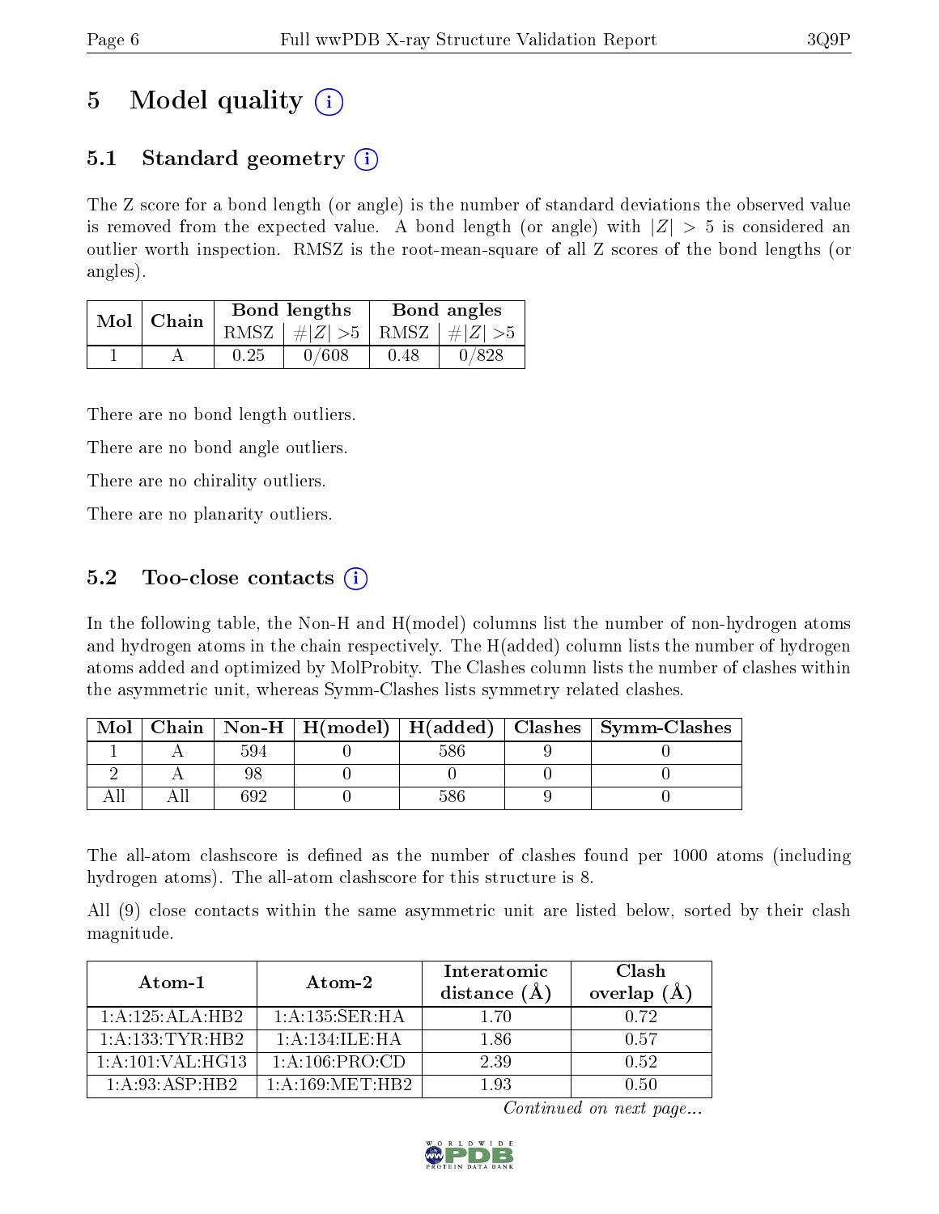# 5 Model quality (i)

## 5.1 Standard geometry (i)

The Z score for a bond length (or angle) is the number of standard deviations the observed value is removed from the expected value. A bond length (or angle) with $|Z| > 5$ is considered an outlier worth inspection. RMSZ is the root-mean-square of all Z scores of the bond lengths (or angles).

| Mol | Chain | Bond lengths | | Bond angles | |
|---|---|---|---|---|---|
| | | RMSZ | #$|Z|$ >5 | RMSZ | #$|Z|$ >5 |
| 1 | A | 0.25 | 0/608 | 0.48 | 0/828 |

There are no bond length outliers.

There are no bond angle outliers.

There are no chirality outliers.

There are no planarity outliers.

## 5.2 Too-close contacts (i)

In the following table, the Non-H and H(model) columns list the number of non-hydrogen atoms and hydrogen atoms in the chain respectively. The H(added) column lists the number of hydrogen atoms added and optimized by MolProbity. The Clashes column lists the number of clashes within the asymmetric unit, whereas Symm-Clashes lists symmetry related clashes.

| Mol | Chain | Non-H | H(model) | H(added) | Clashes | Symm-Clashes |
|---|---|---|---|---|---|---|
| 1 | A | 594 | 0 | 586 | 9 | 0 |
| 2 | A | 98 | 0 | 0 | 0 | 0 |
| All | All | 692 | 0 | 586 | 9 | 0 |

The all-atom clashscore is defined as the number of clashes found per 1000 atoms (including hydrogen atoms). The all-atom clashscore for this structure is 8.

All (9) close contacts within the same asymmetric unit are listed below, sorted by their clash magnitude.

| Atom-1 | Atom-2 | Interatomic distance (Å) | Clash overlap (Å) |
|---|---|---|---|
| 1:A:125:ALA:HB2 | 1:A:135:SER:HA | 1.70 | 0.72 |
| 1:A:133:TYR:HB2 | 1:A:134:ILE:HA | 1.86 | 0.57 |
| 1:A:101:VAL:HG13 | 1:A:106:PRO:CD | 2.39 | 0.52 |
| 1:A:93:ASP:HB2 | 1:A:169:MET:HB2 | 1.93 | 0.50 |

*Continued on next page...*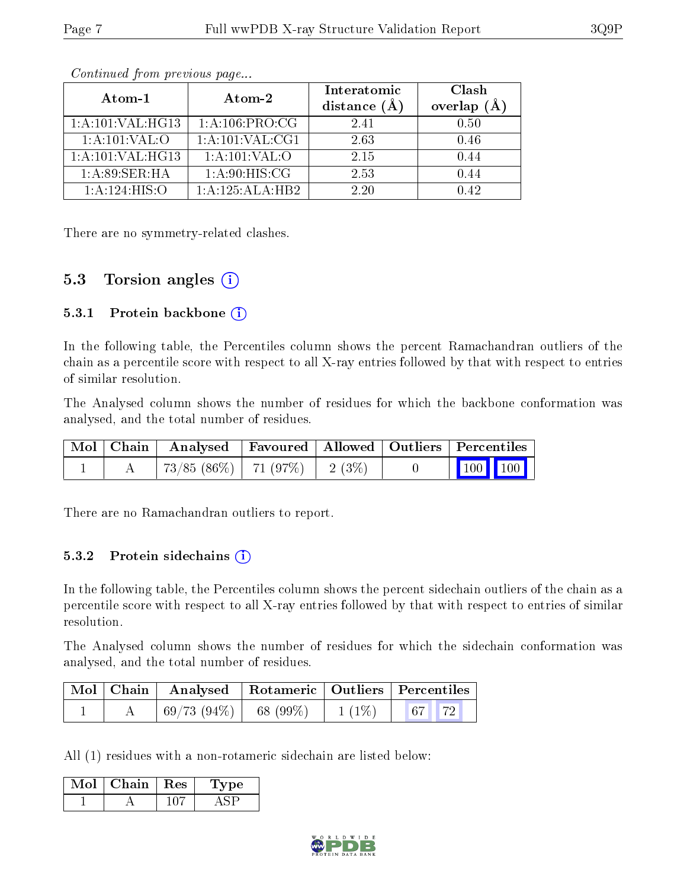*Continued from previous page...*

| Atom-1 | Atom-2 | Interatomic distance (Å) | Clash overlap (Å) |
|---|---|---|---|
| 1:A:101:VAL:HG13 | 1:A:106:PRO:CG | 2.41 | 0.50 |
| 1:A:101:VAL:O | 1:A:101:VAL:CG1 | 2.63 | 0.46 |
| 1:A:101:VAL:HG13 | 1:A:101:VAL:O | 2.15 | 0.44 |
| 1:A:89:SER:HA | 1:A:90:HIS:CG | 2.53 | 0.44 |
| 1:A:124:HIS:O | 1:A:125:ALA:HB2 | 2.20 | 0.42 |

There are no symmetry-related clashes.

## 5.3 Torsion angles

### 5.3.1 Protein backbone

In the following table, the Percentiles column shows the percent Ramachandran outliers of the chain as a percentile score with respect to all X-ray entries followed by that with respect to entries of similar resolution.

The Analysed column shows the number of residues for which the backbone conformation was analysed, and the total number of residues.

| Mol | Chain | Analysed | Favoured | Allowed | Outliers | Percentiles | |
|---|---|---|---|---|---|---|---|
| 1 | A | 73/85 (86%) | 71 (97%) | 2 (3%) | 0 | 100 | 100 |

There are no Ramachandran outliers to report.

### 5.3.2 Protein sidechains

In the following table, the Percentiles column shows the percent sidechain outliers of the chain as a percentile score with respect to all X-ray entries followed by that with respect to entries of similar resolution.

The Analysed column shows the number of residues for which the sidechain conformation was analysed, and the total number of residues.

| Mol | Chain | Analysed | Rotameric | Outliers | Percentiles | |
|---|---|---|---|---|---|---|
| 1 | A | 69/73 (94%) | 68 (99%) | 1 (1%) | 67 | 72 |

All (1) residues with a non-rotameric sidechain are listed below:

| Mol | Chain | Res | Type |
|---|---|---|---|
| 1 | A | 107 | ASP |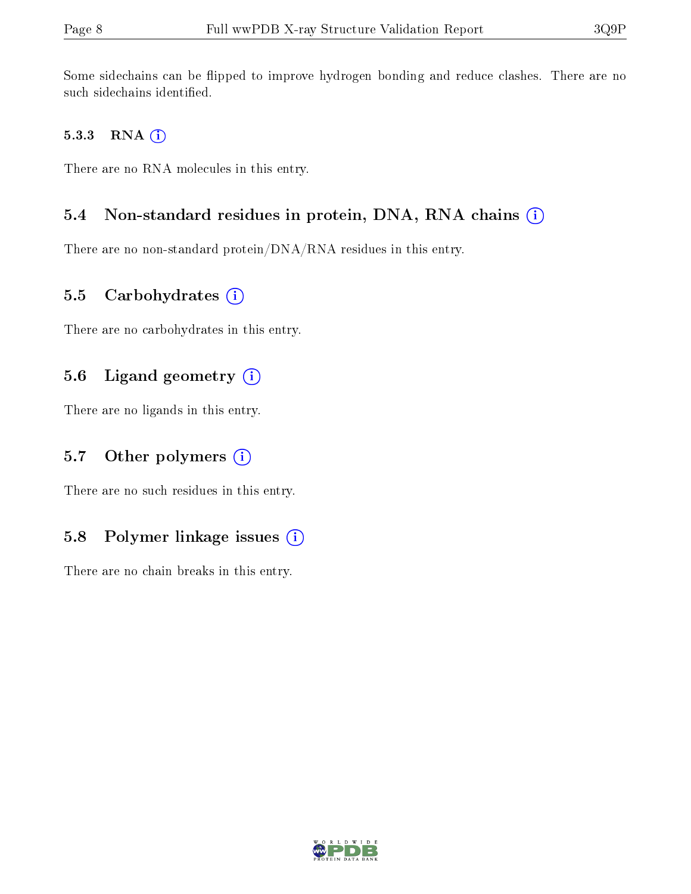Some sidechains can be flipped to improve hydrogen bonding and reduce clashes. There are no such sidechains identified.

#### 5.3.3 RNA

There are no RNA molecules in this entry.

### 5.4 Non-standard residues in protein, DNA, RNA chains

There are no non-standard protein/DNA/RNA residues in this entry.

### 5.5 Carbohydrates

There are no carbohydrates in this entry.

### 5.6 Ligand geometry

There are no ligands in this entry.

### 5.7 Other polymers

There are no such residues in this entry.

### 5.8 Polymer linkage issues

There are no chain breaks in this entry.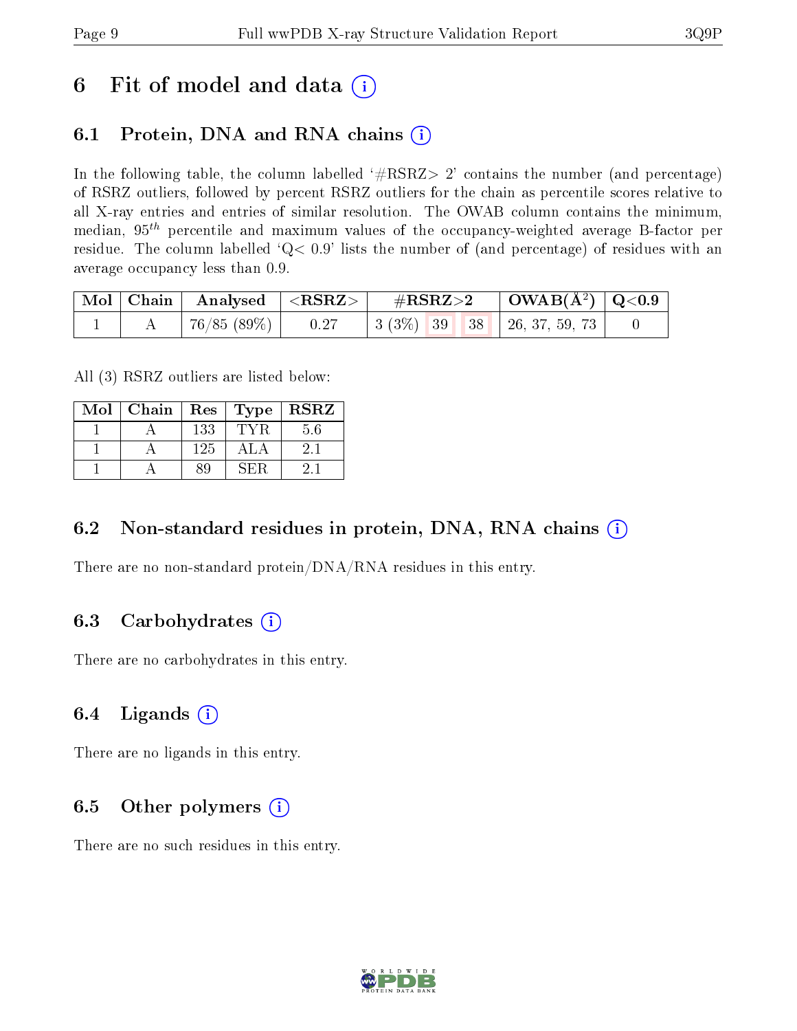# 6 Fit of model and data (i)

## 6.1 Protein, DNA and RNA chains (i)

In the following table, the column labelled '#RSRZ> 2' contains the number (and percentage) of RSRZ outliers, followed by percent RSRZ outliers for the chain as percentile scores relative to all X-ray entries and entries of similar resolution. The OWAB column contains the minimum, median, $95^{th}$ percentile and maximum values of the occupancy-weighted average B-factor per residue. The column labelled 'Q< 0.9' lists the number of (and percentage) of residues with an average occupancy less than 0.9.

| Mol | Chain | Analysed | <RSRZ> | #RSRZ>2 | | | OWAB(Å$^2$) | Q<0.9 |
|---|---|---|---|---|---|---|---|---|
| 1 | A | 76/85 (89%) | 0.27 | 3 (3%) | 39 | 38 | 26, 37, 59, 73 | 0 |

All (3) RSRZ outliers are listed below:

| Mol | Chain | Res | Type | RSRZ |
|---|---|---|---|---|
| 1 | A | 133 | TYR | 5.6 |
| 1 | A | 125 | ALA | 2.1 |
| 1 | A | 89 | SER | 2.1 |

## 6.2 Non-standard residues in protein, DNA, RNA chains (i)

There are no non-standard protein/DNA/RNA residues in this entry.

## 6.3 Carbohydrates (i)

There are no carbohydrates in this entry.

## 6.4 Ligands (i)

There are no ligands in this entry.

## 6.5 Other polymers (i)

There are no such residues in this entry.